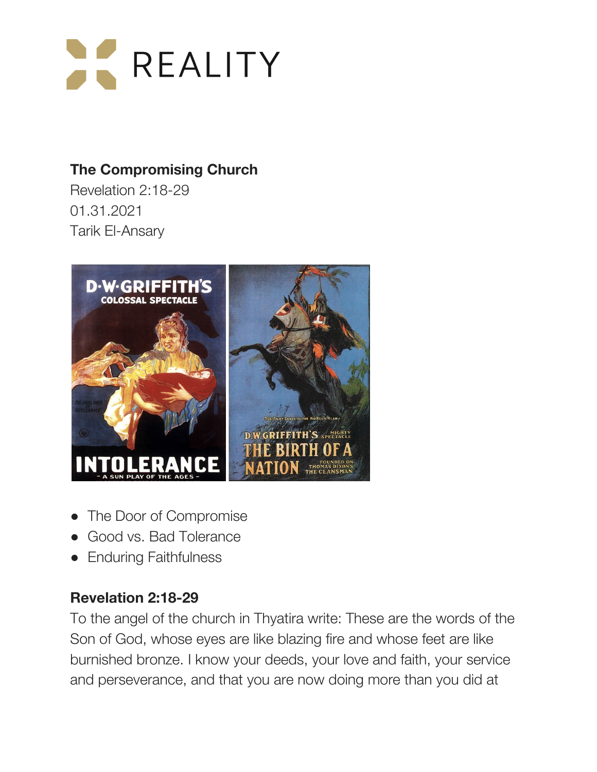REALITY

**The Compromising Church**
Revelation 2:18-29
01.31.2021
Tarik El-Ansary

- The Door of Compromise
- Good vs. Bad Tolerance
- Enduring Faithfulness

**Revelation 2:18-29**

To the angel of the church in Thyatira write: These are the words of the Son of God, whose eyes are like blazing fire and whose feet are like burnished bronze. I know your deeds, your love and faith, your service and perseverance, and that you are now doing more than you did at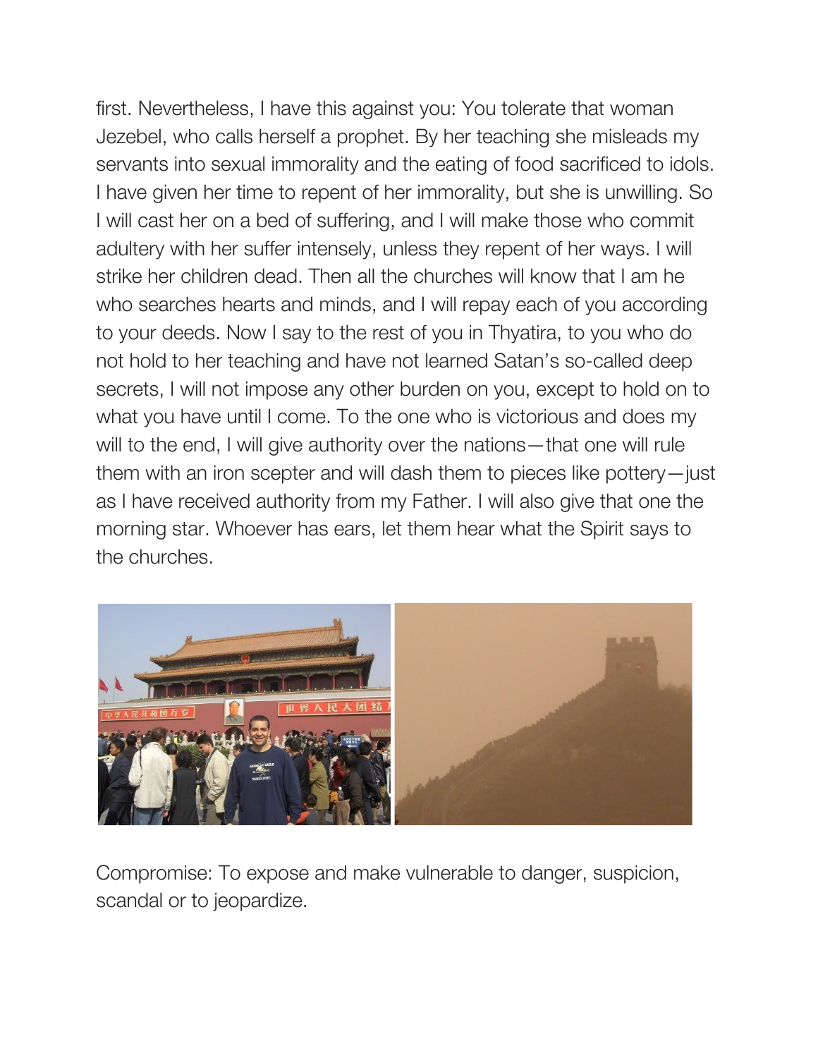first. Nevertheless, I have this against you: You tolerate that woman Jezebel, who calls herself a prophet. By her teaching she misleads my servants into sexual immorality and the eating of food sacrificed to idols. I have given her time to repent of her immorality, but she is unwilling. So I will cast her on a bed of suffering, and I will make those who commit adultery with her suffer intensely, unless they repent of her ways. I will strike her children dead. Then all the churches will know that I am he who searches hearts and minds, and I will repay each of you according to your deeds. Now I say to the rest of you in Thyatira, to you who do not hold to her teaching and have not learned Satan's so-called deep secrets, I will not impose any other burden on you, except to hold on to what you have until I come. To the one who is victorious and does my will to the end, I will give authority over the nations—that one will rule them with an iron scepter and will dash them to pieces like pottery—just as I have received authority from my Father. I will also give that one the morning star. Whoever has ears, let them hear what the Spirit says to the churches.

Compromise: To expose and make vulnerable to danger, suspicion, scandal or to jeopardize.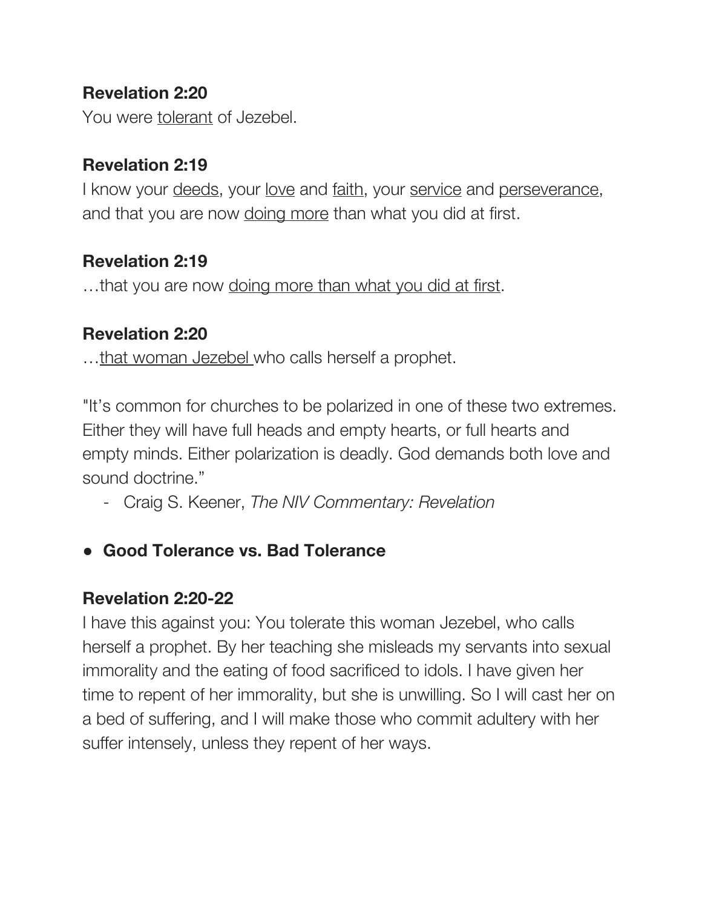**Revelation 2:20**
You were <u>tolerant</u> of Jezebel.

**Revelation 2:19**
I know your <u>deeds</u>, your <u>love</u> and <u>faith</u>, your <u>service</u> and <u>perseverance</u>, and that you are now <u>doing more</u> than what you did at first.

**Revelation 2:19**
…that you are now <u>doing more than what you did at first</u>.

**Revelation 2:20**
…<u>that woman Jezebel</u> who calls herself a prophet.

"It's common for churches to be polarized in one of these two extremes. Either they will have full heads and empty hearts, or full hearts and empty minds. Either polarization is deadly. God demands both love and sound doctrine."

- Craig S. Keener, *The NIV Commentary: Revelation*

- **Good Tolerance vs. Bad Tolerance**

**Revelation 2:20-22**
I have this against you: You tolerate this woman Jezebel, who calls herself a prophet. By her teaching she misleads my servants into sexual immorality and the eating of food sacrificed to idols. I have given her time to repent of her immorality, but she is unwilling. So I will cast her on a bed of suffering, and I will make those who commit adultery with her suffer intensely, unless they repent of her ways.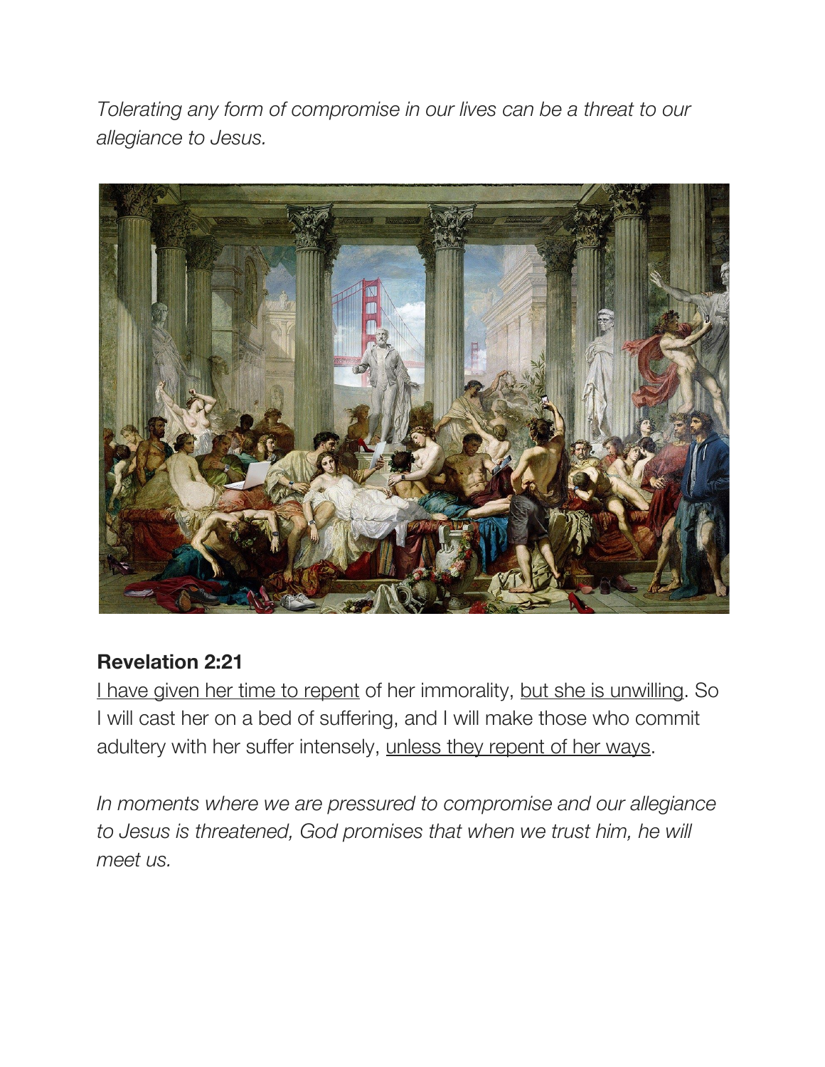*Tolerating any form of compromise in our lives can be a threat to our allegiance to Jesus.*

**Revelation 2:21**

<u>I have given her time to repent</u> of her immorality, <u>but she is unwilling</u>. So I will cast her on a bed of suffering, and I will make those who commit adultery with her suffer intensely, <u>unless they repent of her ways</u>.

*In moments where we are pressured to compromise and our allegiance to Jesus is threatened, God promises that when we trust him, he will meet us.*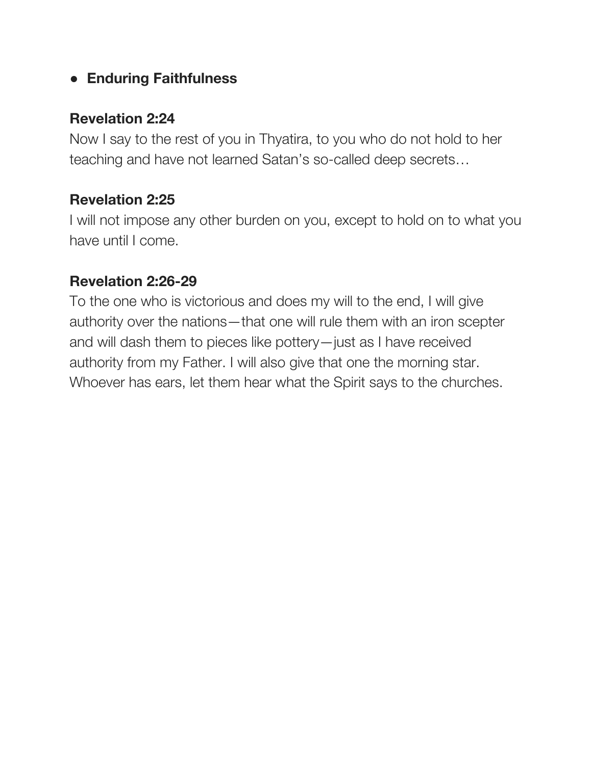- **Enduring Faithfulness**

**Revelation 2:24**
Now I say to the rest of you in Thyatira, to you who do not hold to her teaching and have not learned Satan's so-called deep secrets…

**Revelation 2:25**
I will not impose any other burden on you, except to hold on to what you have until I come.

**Revelation 2:26-29**
To the one who is victorious and does my will to the end, I will give authority over the nations—that one will rule them with an iron scepter and will dash them to pieces like pottery—just as I have received authority from my Father. I will also give that one the morning star. Whoever has ears, let them hear what the Spirit says to the churches.